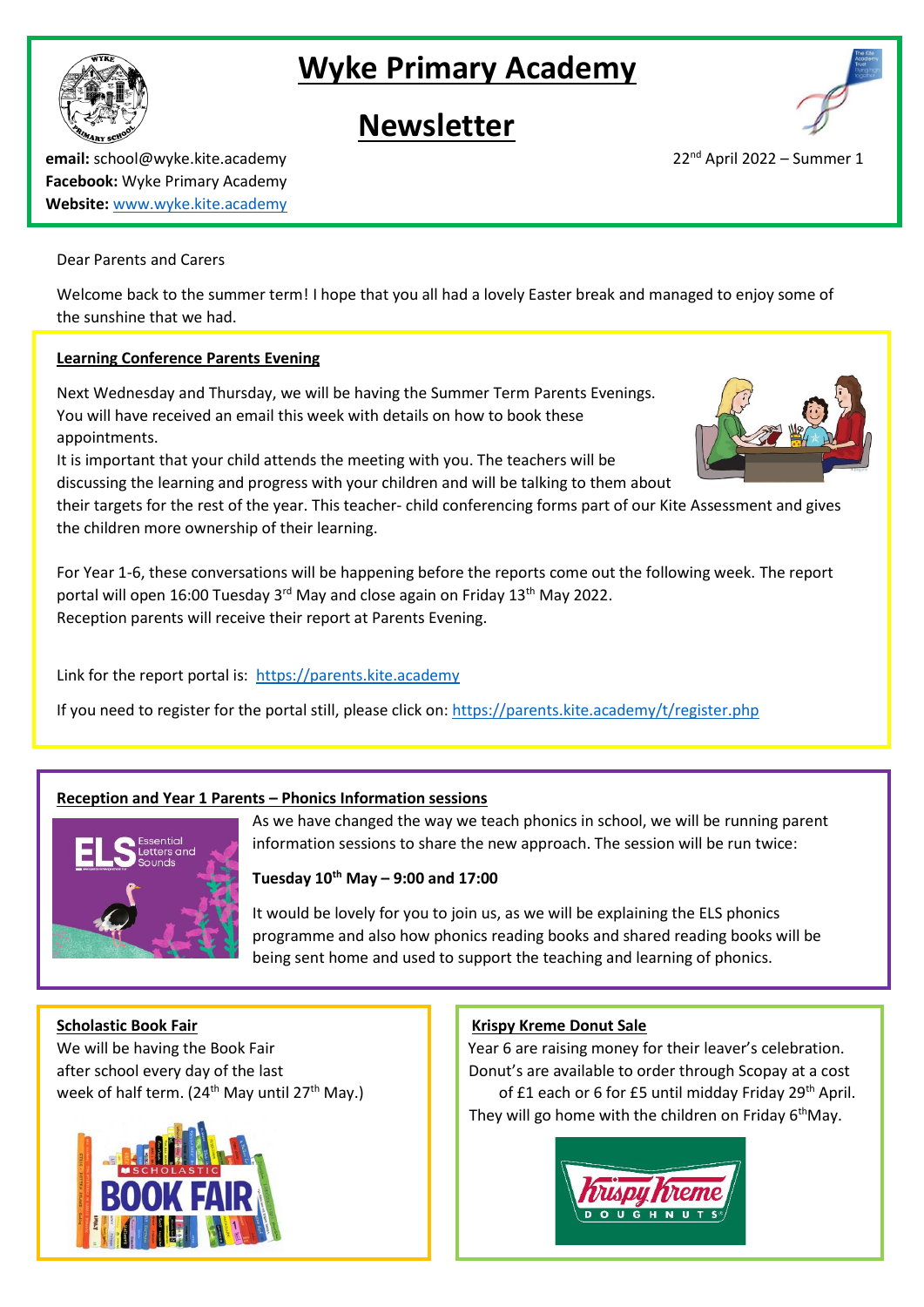# Wyke Primary Academy

## Newsletter

**email:** school@wyke.kite.academy
**Facebook:** Wyke Primary Academy
**Website:** www.wyke.kite.academy

22nd April 2022 – Summer 1

Dear Parents and Carers

Welcome back to the summer term! I hope that you all had a lovely Easter break and managed to enjoy some of the sunshine that we had.

### Learning Conference Parents Evening

Next Wednesday and Thursday, we will be having the Summer Term Parents Evenings. You will have received an email this week with details on how to book these appointments.

It is important that your child attends the meeting with you. The teachers will be discussing the learning and progress with your children and will be talking to them about their targets for the rest of the year. This teacher- child conferencing forms part of our Kite Assessment and gives the children more ownership of their learning.

For Year 1-6, these conversations will be happening before the reports come out the following week. The report portal will open 16:00 Tuesday 3rd May and close again on Friday 13th May 2022.
Reception parents will receive their report at Parents Evening.

Link for the report portal is: https://parents.kite.academy

If you need to register for the portal still, please click on: https://parents.kite.academy/t/register.php

### Reception and Year 1 Parents – Phonics Information sessions

As we have changed the way we teach phonics in school, we will be running parent information sessions to share the new approach. The session will be run twice:

**Tuesday 10th May – 9:00 and 17:00**

It would be lovely for you to join us, as we will be explaining the ELS phonics programme and also how phonics reading books and shared reading books will be being sent home and used to support the teaching and learning of phonics.

### Scholastic Book Fair

We will be having the Book Fair after school every day of the last week of half term. (24th May until 27th May.)

### Krispy Kreme Donut Sale

Year 6 are raising money for their leaver's celebration. Donut's are available to order through Scopay at a cost of £1 each or 6 for £5 until midday Friday 29th April. They will go home with the children on Friday 6th May.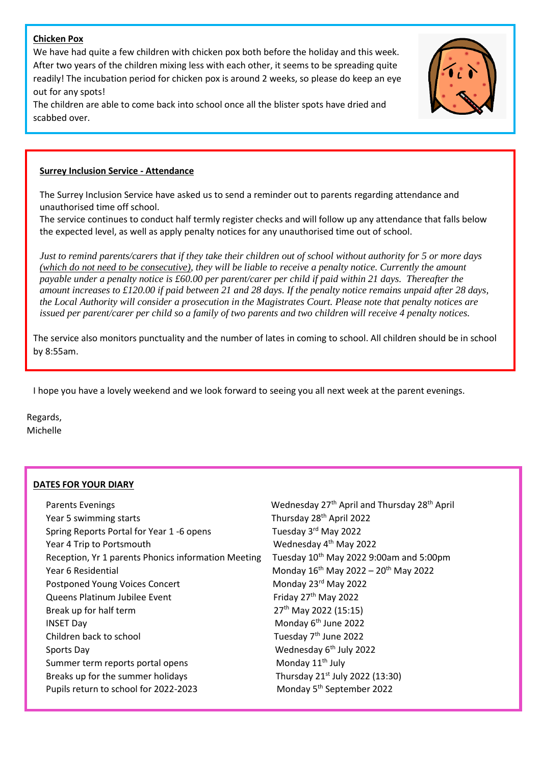**Chicken Pox**

We have had quite a few children with chicken pox both before the holiday and this week. After two years of the children mixing less with each other, it seems to be spreading quite readily! The incubation period for chicken pox is around 2 weeks, so please do keep an eye out for any spots!

The children are able to come back into school once all the blister spots have dried and scabbed over.

**Surrey Inclusion Service - Attendance**

The Surrey Inclusion Service have asked us to send a reminder out to parents regarding attendance and unauthorised time off school.

The service continues to conduct half termly register checks and will follow up any attendance that falls below the expected level, as well as apply penalty notices for any unauthorised time out of school.

*Just to remind parents/carers that if they take their children out of school without authority for 5 or more days (which do not need to be consecutive), they will be liable to receive a penalty notice. Currently the amount payable under a penalty notice is £60.00 per parent/carer per child if paid within 21 days. Thereafter the amount increases to £120.00 if paid between 21 and 28 days. If the penalty notice remains unpaid after 28 days, the Local Authority will consider a prosecution in the Magistrates Court. Please note that penalty notices are issued per parent/carer per child so a family of two parents and two children will receive 4 penalty notices.*

The service also monitors punctuality and the number of lates in coming to school. All children should be in school by 8:55am.

I hope you have a lovely weekend and we look forward to seeing you all next week at the parent evenings.

Regards,
Michelle

**DATES FOR YOUR DIARY**

| | |
|---|---|
| Parents Evenings | Wednesday 27th April and Thursday 28th April |
| Year 5 swimming starts | Thursday 28th April 2022 |
| Spring Reports Portal for Year 1 -6 opens | Tuesday 3rd May 2022 |
| Year 4 Trip to Portsmouth | Wednesday 4th May 2022 |
| Reception, Yr 1 parents Phonics information Meeting | Tuesday 10th May 2022 9:00am and 5:00pm |
| Year 6 Residential | Monday 16th May 2022 – 20th May 2022 |
| Postponed Young Voices Concert | Monday 23rd May 2022 |
| Queens Platinum Jubilee Event | Friday 27th May 2022 |
| Break up for half term | 27th May 2022 (15:15) |
| INSET Day | Monday 6th June 2022 |
| Children back to school | Tuesday 7th June 2022 |
| Sports Day | Wednesday 6th July 2022 |
| Summer term reports portal opens | Monday 11th July |
| Breaks up for the summer holidays | Thursday 21st July 2022 (13:30) |
| Pupils return to school for 2022-2023 | Monday 5th September 2022 |